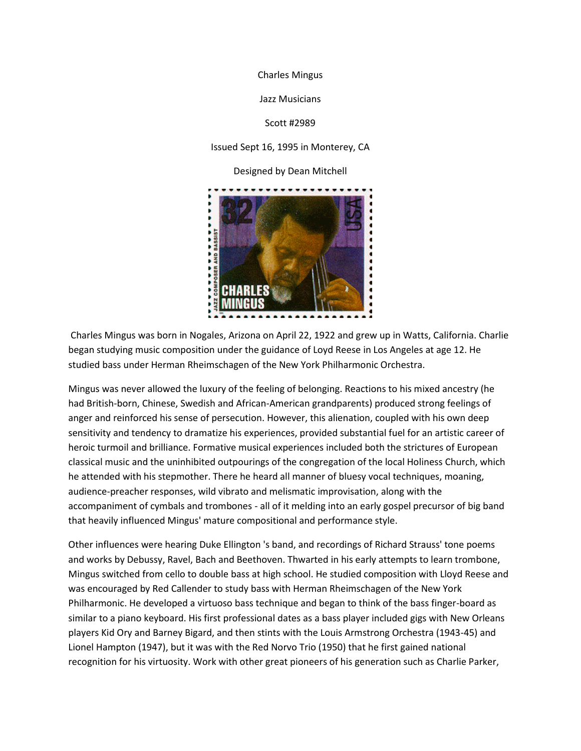Charles Mingus

Jazz Musicians

Scott #2989

Issued Sept 16, 1995 in Monterey, CA

Designed by Dean Mitchell

Charles Mingus was born in Nogales, Arizona on April 22, 1922 and grew up in Watts, California. Charlie began studying music composition under the guidance of Loyd Reese in Los Angeles at age 12. He studied bass under Herman Rheimschagen of the New York Philharmonic Orchestra.

Mingus was never allowed the luxury of the feeling of belonging. Reactions to his mixed ancestry (he had British-born, Chinese, Swedish and African-American grandparents) produced strong feelings of anger and reinforced his sense of persecution. However, this alienation, coupled with his own deep sensitivity and tendency to dramatize his experiences, provided substantial fuel for an artistic career of heroic turmoil and brilliance. Formative musical experiences included both the strictures of European classical music and the uninhibited outpourings of the congregation of the local Holiness Church, which he attended with his stepmother. There he heard all manner of bluesy vocal techniques, moaning, audience-preacher responses, wild vibrato and melismatic improvisation, along with the accompaniment of cymbals and trombones - all of it melding into an early gospel precursor of big band that heavily influenced Mingus' mature compositional and performance style.

Other influences were hearing Duke Ellington 's band, and recordings of Richard Strauss' tone poems and works by Debussy, Ravel, Bach and Beethoven. Thwarted in his early attempts to learn trombone, Mingus switched from cello to double bass at high school. He studied composition with Lloyd Reese and was encouraged by Red Callender to study bass with Herman Rheimschagen of the New York Philharmonic. He developed a virtuoso bass technique and began to think of the bass finger-board as similar to a piano keyboard. His first professional dates as a bass player included gigs with New Orleans players Kid Ory and Barney Bigard, and then stints with the Louis Armstrong Orchestra (1943-45) and Lionel Hampton (1947), but it was with the Red Norvo Trio (1950) that he first gained national recognition for his virtuosity. Work with other great pioneers of his generation such as Charlie Parker,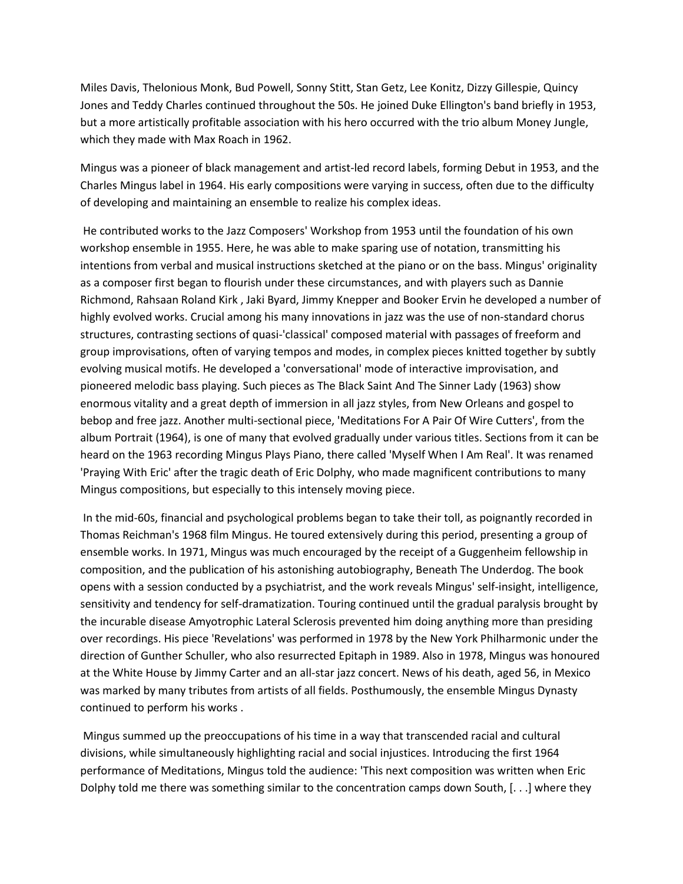Miles Davis, Thelonious Monk, Bud Powell, Sonny Stitt, Stan Getz, Lee Konitz, Dizzy Gillespie, Quincy Jones and Teddy Charles continued throughout the 50s. He joined Duke Ellington's band briefly in 1953, but a more artistically profitable association with his hero occurred with the trio album Money Jungle, which they made with Max Roach in 1962.

Mingus was a pioneer of black management and artist-led record labels, forming Debut in 1953, and the Charles Mingus label in 1964. His early compositions were varying in success, often due to the difficulty of developing and maintaining an ensemble to realize his complex ideas.

He contributed works to the Jazz Composers' Workshop from 1953 until the foundation of his own workshop ensemble in 1955. Here, he was able to make sparing use of notation, transmitting his intentions from verbal and musical instructions sketched at the piano or on the bass. Mingus' originality as a composer first began to flourish under these circumstances, and with players such as Dannie Richmond, Rahsaan Roland Kirk , Jaki Byard, Jimmy Knepper and Booker Ervin he developed a number of highly evolved works. Crucial among his many innovations in jazz was the use of non-standard chorus structures, contrasting sections of quasi-'classical' composed material with passages of freeform and group improvisations, often of varying tempos and modes, in complex pieces knitted together by subtly evolving musical motifs. He developed a 'conversational' mode of interactive improvisation, and pioneered melodic bass playing. Such pieces as The Black Saint And The Sinner Lady (1963) show enormous vitality and a great depth of immersion in all jazz styles, from New Orleans and gospel to bebop and free jazz. Another multi-sectional piece, 'Meditations For A Pair Of Wire Cutters', from the album Portrait (1964), is one of many that evolved gradually under various titles. Sections from it can be heard on the 1963 recording Mingus Plays Piano, there called 'Myself When I Am Real'. It was renamed 'Praying With Eric' after the tragic death of Eric Dolphy, who made magnificent contributions to many Mingus compositions, but especially to this intensely moving piece.

In the mid-60s, financial and psychological problems began to take their toll, as poignantly recorded in Thomas Reichman's 1968 film Mingus. He toured extensively during this period, presenting a group of ensemble works. In 1971, Mingus was much encouraged by the receipt of a Guggenheim fellowship in composition, and the publication of his astonishing autobiography, Beneath The Underdog. The book opens with a session conducted by a psychiatrist, and the work reveals Mingus' self-insight, intelligence, sensitivity and tendency for self-dramatization. Touring continued until the gradual paralysis brought by the incurable disease Amyotrophic Lateral Sclerosis prevented him doing anything more than presiding over recordings. His piece 'Revelations' was performed in 1978 by the New York Philharmonic under the direction of Gunther Schuller, who also resurrected Epitaph in 1989. Also in 1978, Mingus was honoured at the White House by Jimmy Carter and an all-star jazz concert. News of his death, aged 56, in Mexico was marked by many tributes from artists of all fields. Posthumously, the ensemble Mingus Dynasty continued to perform his works .

Mingus summed up the preoccupations of his time in a way that transcended racial and cultural divisions, while simultaneously highlighting racial and social injustices. Introducing the first 1964 performance of Meditations, Mingus told the audience: 'This next composition was written when Eric Dolphy told me there was something similar to the concentration camps down South, [. . .] where they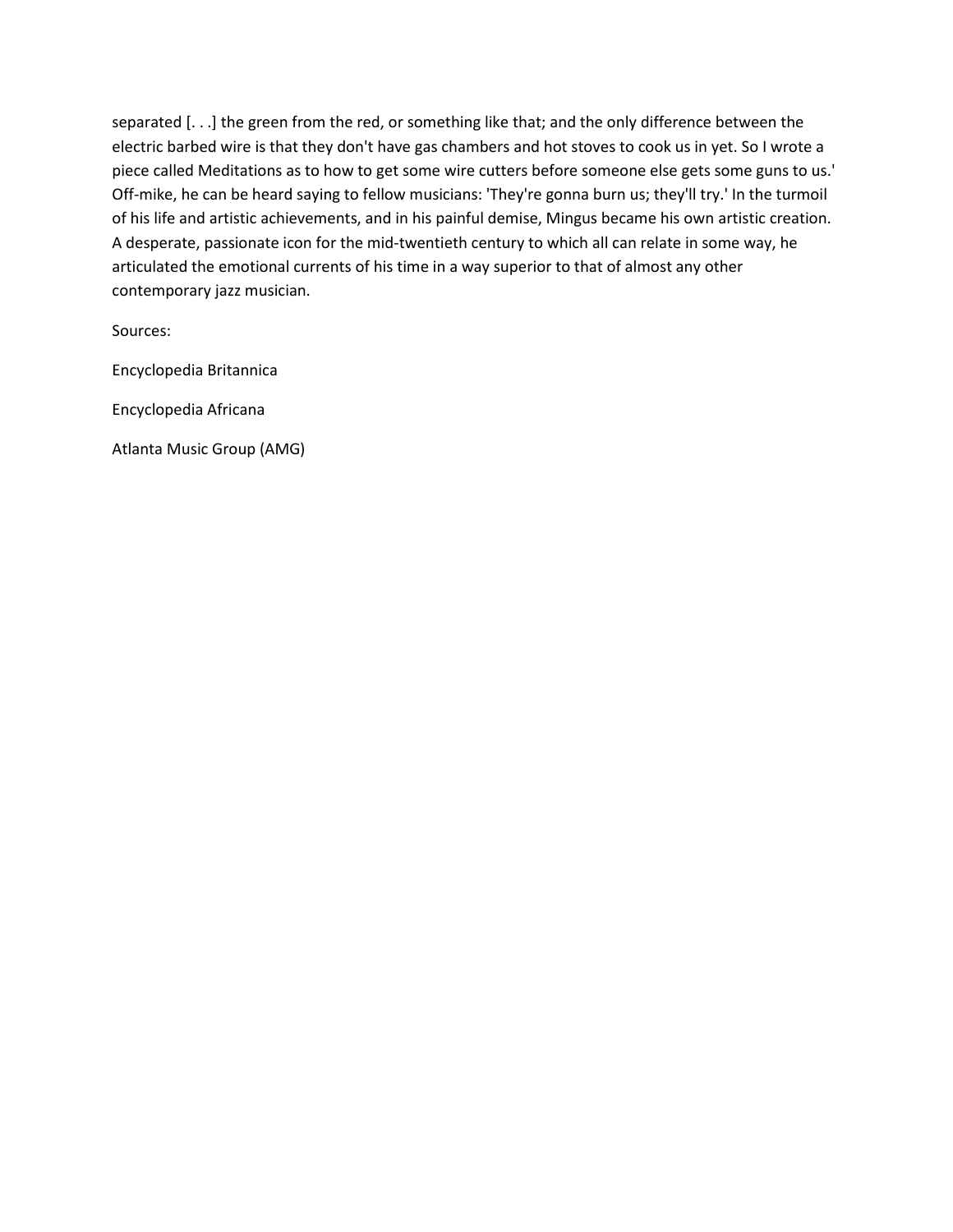separated [. . .] the green from the red, or something like that; and the only difference between the electric barbed wire is that they don't have gas chambers and hot stoves to cook us in yet. So I wrote a piece called Meditations as to how to get some wire cutters before someone else gets some guns to us.' Off-mike, he can be heard saying to fellow musicians: 'They're gonna burn us; they'll try.' In the turmoil of his life and artistic achievements, and in his painful demise, Mingus became his own artistic creation. A desperate, passionate icon for the mid-twentieth century to which all can relate in some way, he articulated the emotional currents of his time in a way superior to that of almost any other contemporary jazz musician.

Sources:

Encyclopedia Britannica

Encyclopedia Africana

Atlanta Music Group (AMG)